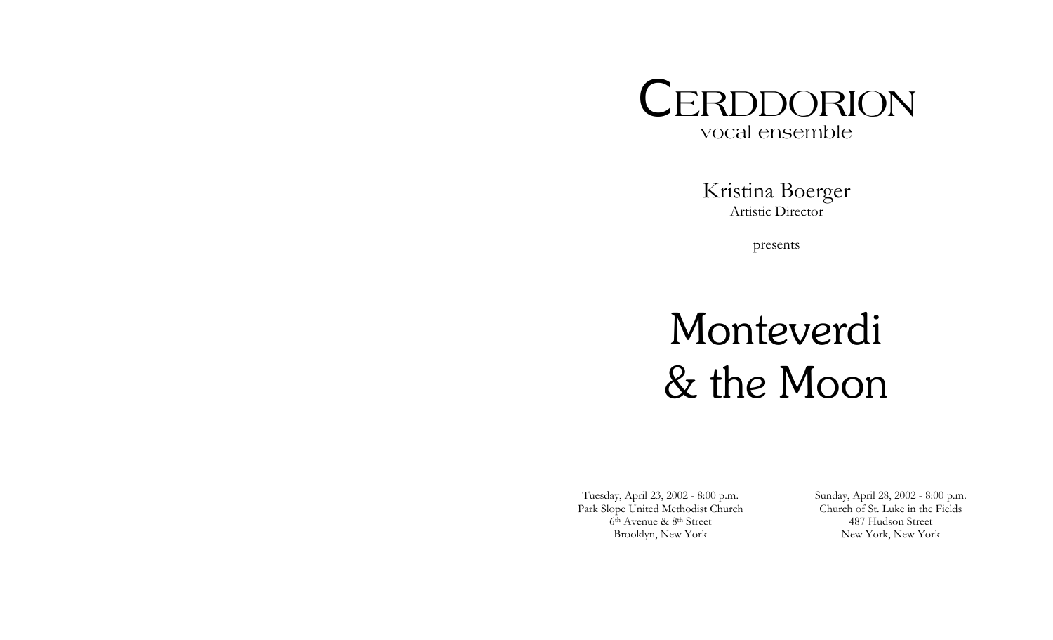# CERDDORION

vocal ensemble

Kristina Boerger

Artistic Director

presents

# Monteverdi & the Moon

Tuesday, April 23, 2002 - 8:00 p.m.
Park Slope United Methodist Church
6th Avenue & 8th Street
Brooklyn, New York

Sunday, April 28, 2002 - 8:00 p.m.
Church of St. Luke in the Fields
487 Hudson Street
New York, New York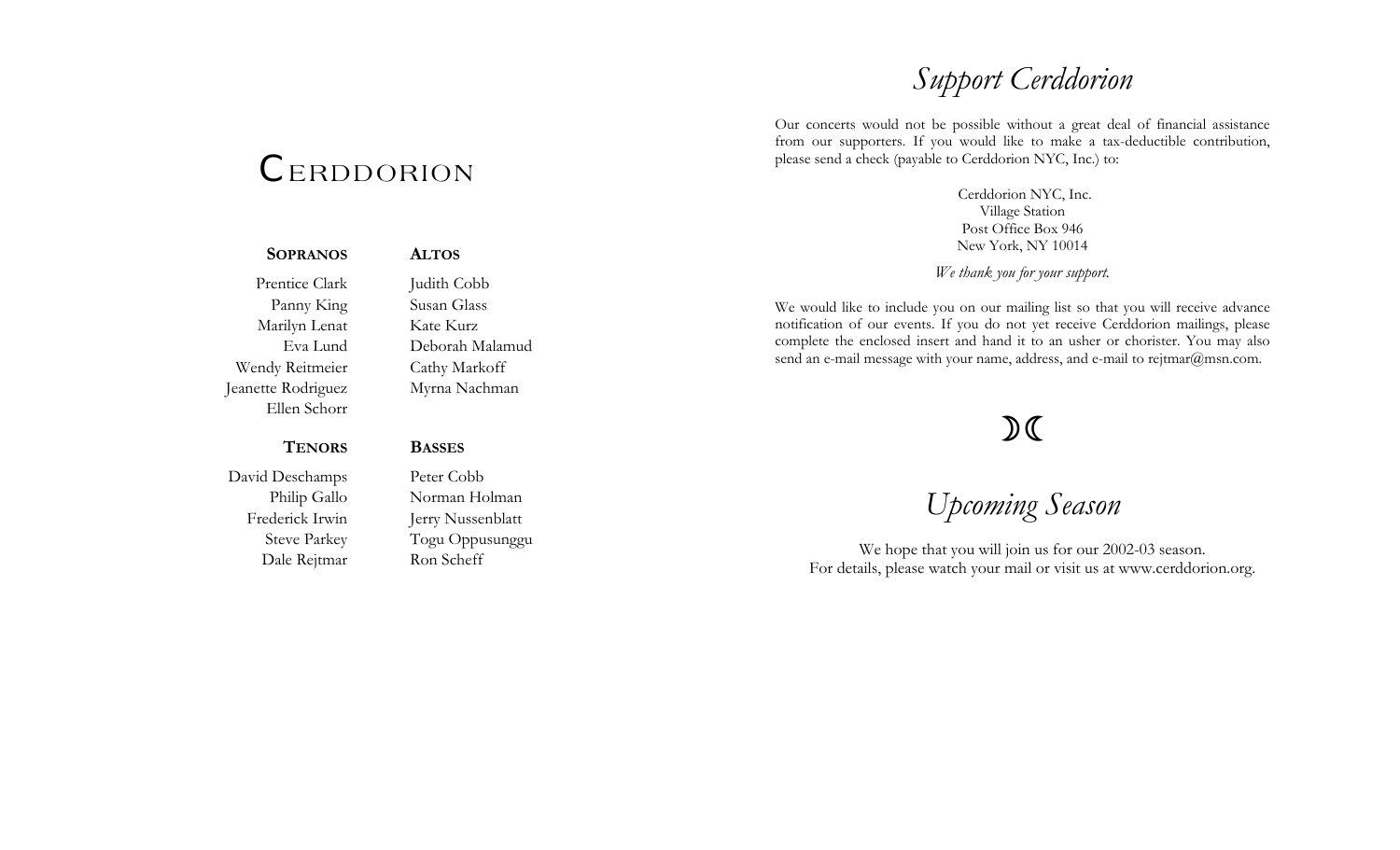# CERDDORION

| **SOPRANOS** | **ALTOS** |
| --- | --- |
| Prentice Clark | Judith Cobb |
| Panny King | Susan Glass |
| Marilyn Lenat | Kate Kurz |
| Eva Lund | Deborah Malamud |
| Wendy Reitmeier | Cathy Markoff |
| Jeanette Rodriguez | Myrna Nachman |
| Ellen Schorr | |

| **TENORS** | **BASSES** |
| --- | --- |
| David Deschamps | Peter Cobb |
| Philip Gallo | Norman Holman |
| Frederick Irwin | Jerry Nussenblatt |
| Steve Parkey | Togu Oppusunggu |
| Dale Rejtmar | Ron Scheff |

## *Support Cerddorion*

Our concerts would not be possible without a great deal of financial assistance from our supporters. If you would like to make a tax-deductible contribution, please send a check (payable to Cerddorion NYC, Inc.) to:

Cerddorion NYC, Inc.
Village Station
Post Office Box 946
New York, NY 10014

*We thank you for your support.*

We would like to include you on our mailing list so that you will receive advance notification of our events. If you do not yet receive Cerddorion mailings, please complete the enclosed insert and hand it to an usher or chorister. You may also send an e-mail message with your name, address, and e-mail to rejtmar@msn.com.

☽☾

## *Upcoming Season*

We hope that you will join us for our 2002-03 season.
For details, please watch your mail or visit us at www.cerddorion.org.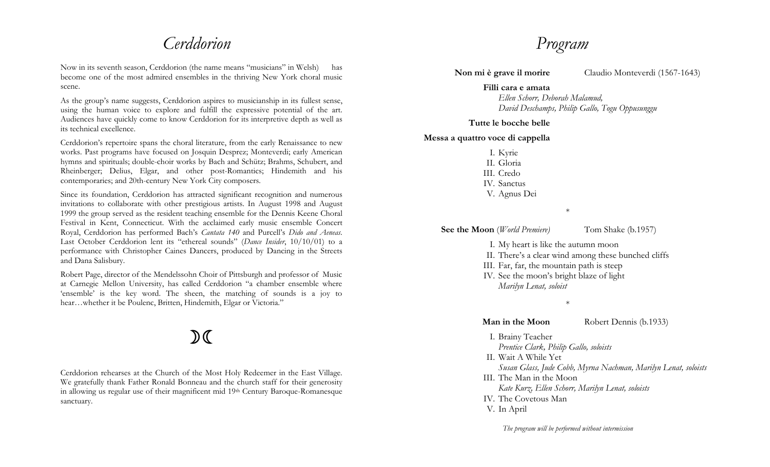# *Cerddorion*

Now in its seventh season, Cerddorion (the name means "musicians" in Welsh) has become one of the most admired ensembles in the thriving New York choral music scene.

As the group's name suggests, Cerddorion aspires to musicianship in its fullest sense, using the human voice to explore and fulfill the expressive potential of the art. Audiences have quickly come to know Cerddorion for its interpretive depth as well as its technical excellence.

Cerddorion's repertoire spans the choral literature, from the early Renaissance to new works. Past programs have focused on Josquin Desprez; Monteverdi; early American hymns and spirituals; double-choir works by Bach and Schütz; Brahms, Schubert, and Rheinberger; Delius, Elgar, and other post-Romantics; Hindemith and his contemporaries; and 20th-century New York City composers.

Since its foundation, Cerddorion has attracted significant recognition and numerous invitations to collaborate with other prestigious artists. In August 1998 and August 1999 the group served as the resident teaching ensemble for the Dennis Keene Choral Festival in Kent, Connecticut. With the acclaimed early music ensemble Concert Royal, Cerddorion has performed Bach's *Cantata 140* and Purcell's *Dido and Aeneas*. Last October Cerddorion lent its "ethereal sounds" (*Dance Insider*, 10/10/01) to a performance with Christopher Caines Dancers, produced by Dancing in the Streets and Dana Salisbury.

Robert Page, director of the Mendelssohn Choir of Pittsburgh and professor of Music at Carnegie Mellon University, has called Cerddorion "a chamber ensemble where 'ensemble' is the key word. The sheen, the matching of sounds is a joy to hear…whether it be Poulenc, Britten, Hindemith, Elgar or Victoria."

☽☾

Cerddorion rehearses at the Church of the Most Holy Redeemer in the East Village. We gratefully thank Father Ronald Bonneau and the church staff for their generosity in allowing us regular use of their magnificent mid 19th Century Baroque-Romanesque sanctuary.

# *Program*

**Non mi è grave il morire** — Claudio Monteverdi (1567-1643)

**Filli cara e amata**
*Ellen Schorr, Deborah Malamud,*
*David Deschamps, Philip Gallo, Togu Oppusunggu*

**Tutte le bocche belle**

**Messa a quattro voce di cappella**

I. Kyrie
II. Gloria
III. Credo
IV. Sanctus
V. Agnus Dei

*

**See the Moon** (*World Premiere*) — Tom Shake (b.1957)

I. My heart is like the autumn moon
II. There's a clear wind among these bunched cliffs
III. Far, far, the mountain path is steep
IV. See the moon's bright blaze of light
*Marilyn Lenat, soloist*

*

**Man in the Moon** — Robert Dennis (b.1933)

I. Brainy Teacher
*Prentice Clark, Philip Gallo, soloists*
II. Wait A While Yet
*Susan Glass, Jude Cobb, Myrna Nachman, Marilyn Lenat, soloists*
III. The Man in the Moon
*Kate Kurz, Ellen Schorr, Marilyn Lenat, soloists*
IV. The Covetous Man
V. In April

*The program will be performed without intermission*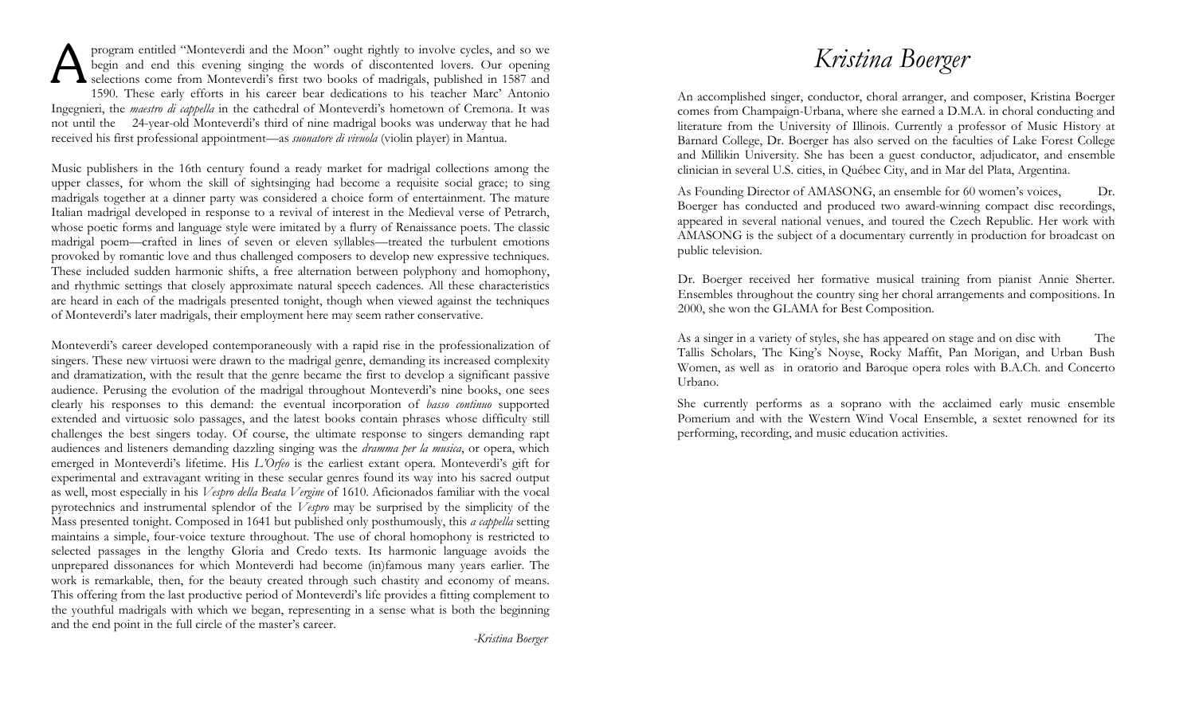A program entitled "Monteverdi and the Moon" ought rightly to involve cycles, and so we begin and end this evening singing the words of discontented lovers. Our opening selections come from Monteverdi's first two books of madrigals, published in 1587 and 1590. These early efforts in his career bear dedications to his teacher Marc' Antonio Ingegnieri, the *maestro di cappella* in the cathedral of Monteverdi's hometown of Cremona. It was not until the 24-year-old Monteverdi's third of nine madrigal books was underway that he had received his first professional appointment—as *suonatore di vivuola* (violin player) in Mantua.

Music publishers in the 16th century found a ready market for madrigal collections among the upper classes, for whom the skill of sightsinging had become a requisite social grace; to sing madrigals together at a dinner party was considered a choice form of entertainment. The mature Italian madrigal developed in response to a revival of interest in the Medieval verse of Petrarch, whose poetic forms and language style were imitated by a flurry of Renaissance poets. The classic madrigal poem—crafted in lines of seven or eleven syllables—treated the turbulent emotions provoked by romantic love and thus challenged composers to develop new expressive techniques. These included sudden harmonic shifts, a free alternation between polyphony and homophony, and rhythmic settings that closely approximate natural speech cadences. All these characteristics are heard in each of the madrigals presented tonight, though when viewed against the techniques of Monteverdi's later madrigals, their employment here may seem rather conservative.

Monteverdi's career developed contemporaneously with a rapid rise in the professionalization of singers. These new virtuosi were drawn to the madrigal genre, demanding its increased complexity and dramatization, with the result that the genre became the first to develop a significant passive audience. Perusing the evolution of the madrigal throughout Monteverdi's nine books, one sees clearly his responses to this demand: the eventual incorporation of *basso continuo* supported extended and virtuosic solo passages, and the latest books contain phrases whose difficulty still challenges the best singers today. Of course, the ultimate response to singers demanding rapt audiences and listeners demanding dazzling singing was the *dramma per la musica*, or opera, which emerged in Monteverdi's lifetime. His *L'Orfeo* is the earliest extant opera. Monteverdi's gift for experimental and extravagant writing in these secular genres found its way into his sacred output as well, most especially in his *Vespro della Beata Vergine* of 1610. Aficionados familiar with the vocal pyrotechnics and instrumental splendor of the *Vespro* may be surprised by the simplicity of the Mass presented tonight. Composed in 1641 but published only posthumously, this *a cappella* setting maintains a simple, four-voice texture throughout. The use of choral homophony is restricted to selected passages in the lengthy Gloria and Credo texts. Its harmonic language avoids the unprepared dissonances for which Monteverdi had become (in)famous many years earlier. The work is remarkable, then, for the beauty created through such chastity and economy of means. This offering from the last productive period of Monteverdi's life provides a fitting complement to the youthful madrigals with which we began, representing in a sense what is both the beginning and the end point in the full circle of the master's career.

*-Kristina Boerger*

# *Kristina Boerger*

An accomplished singer, conductor, choral arranger, and composer, Kristina Boerger comes from Champaign-Urbana, where she earned a D.M.A. in choral conducting and literature from the University of Illinois. Currently a professor of Music History at Barnard College, Dr. Boerger has also served on the faculties of Lake Forest College and Millikin University. She has been a guest conductor, adjudicator, and ensemble clinician in several U.S. cities, in Québec City, and in Mar del Plata, Argentina.

As Founding Director of AMASONG, an ensemble for 60 women's voices, Dr. Boerger has conducted and produced two award-winning compact disc recordings, appeared in several national venues, and toured the Czech Republic. Her work with AMASONG is the subject of a documentary currently in production for broadcast on public television.

Dr. Boerger received her formative musical training from pianist Annie Sherter. Ensembles throughout the country sing her choral arrangements and compositions. In 2000, she won the GLAMA for Best Composition.

As a singer in a variety of styles, she has appeared on stage and on disc with The Tallis Scholars, The King's Noyse, Rocky Maffit, Pan Morigan, and Urban Bush Women, as well as in oratorio and Baroque opera roles with B.A.Ch. and Concerto Urbano.

She currently performs as a soprano with the acclaimed early music ensemble Pomerium and with the Western Wind Vocal Ensemble, a sextet renowned for its performing, recording, and music education activities.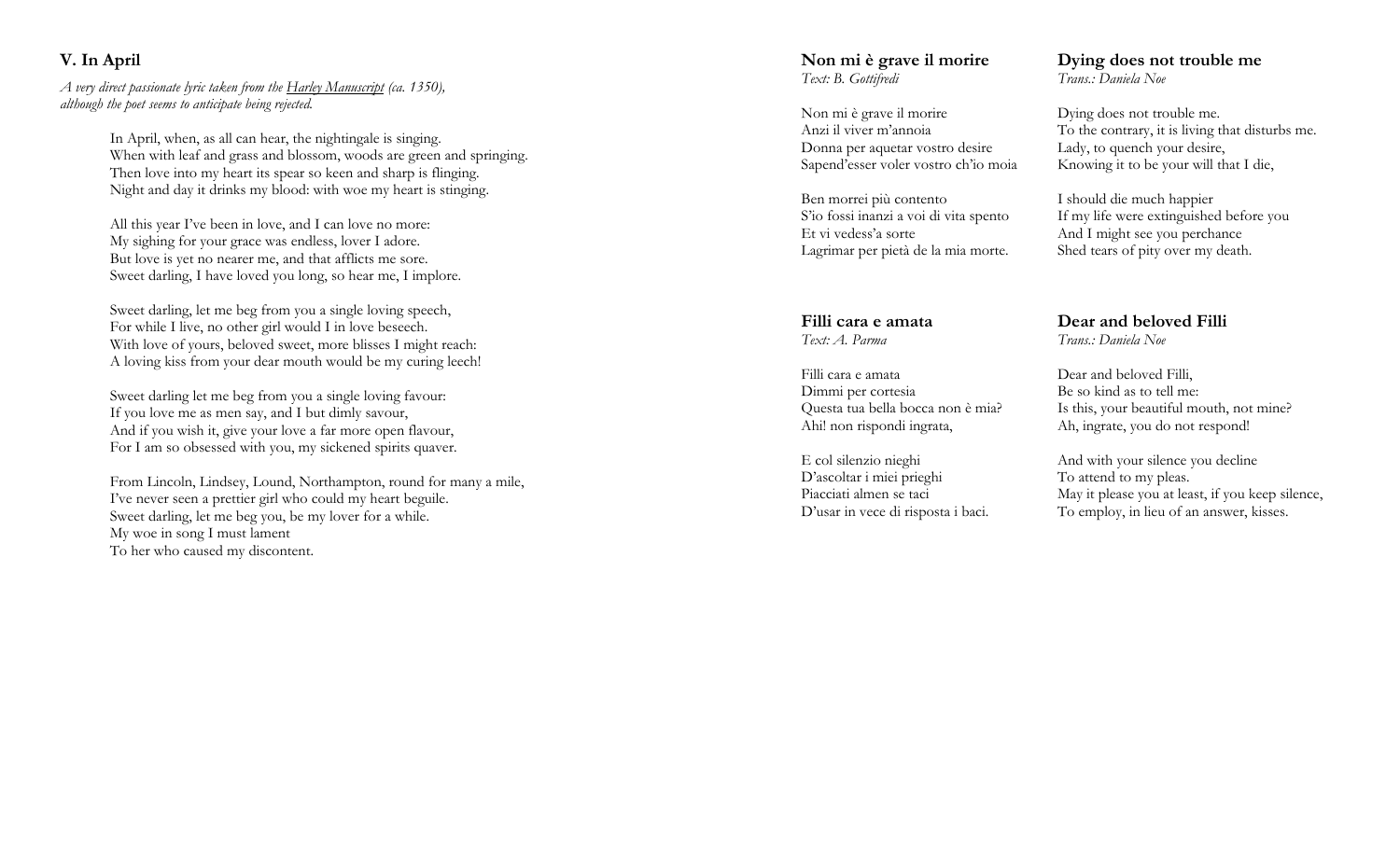## V. In April

*A very direct passionate lyric taken from the Harley Manuscript (ca. 1350), although the poet seems to anticipate being rejected.*

In April, when, as all can hear, the nightingale is singing.
When with leaf and grass and blossom, woods are green and springing.
Then love into my heart its spear so keen and sharp is flinging.
Night and day it drinks my blood: with woe my heart is stinging.

All this year I've been in love, and I can love no more:
My sighing for your grace was endless, lover I adore.
But love is yet no nearer me, and that afflicts me sore.
Sweet darling, I have loved you long, so hear me, I implore.

Sweet darling, let me beg from you a single loving speech,
For while I live, no other girl would I in love beseech.
With love of yours, beloved sweet, more blisses I might reach:
A loving kiss from your dear mouth would be my curing leech!

Sweet darling let me beg from you a single loving favour:
If you love me as men say, and I but dimly savour,
And if you wish it, give your love a far more open flavour,
For I am so obsessed with you, my sickened spirits quaver.

From Lincoln, Lindsey, Lound, Northampton, round for many a mile,
I've never seen a prettier girl who could my heart beguile.
Sweet darling, let me beg you, be my lover for a while.
My woe in song I must lament
To her who caused my discontent.

## Non mi è grave il morire
*Text: B. Gottifredi*

Non mi è grave il morire
Anzi il viver m'annoia
Donna per aquetar vostro desire
Sapend'esser voler vostro ch'io moia

Ben morrei più contento
S'io fossi inanzi a voi di vita spento
Et vi vedess'a sorte
Lagrimar per pietà de la mia morte.

## Dying does not trouble me
*Trans.: Daniela Noe*

Dying does not trouble me.
To the contrary, it is living that disturbs me.
Lady, to quench your desire,
Knowing it to be your will that I die,

I should die much happier
If my life were extinguished before you
And I might see you perchance
Shed tears of pity over my death.

## Filli cara e amata
*Text: A. Parma*

Filli cara e amata
Dimmi per cortesia
Questa tua bella bocca non è mia?
Ahi! non rispondi ingrata,

E col silenzio nieghi
D'ascoltar i miei prieghi
Piacciati almen se taci
D'usar in vece di risposta i baci.

## Dear and beloved Filli
*Trans.: Daniela Noe*

Dear and beloved Filli,
Be so kind as to tell me:
Is this, your beautiful mouth, not mine?
Ah, ingrate, you do not respond!

And with your silence you decline
To attend to my pleas.
May it please you at least, if you keep silence,
To employ, in lieu of an answer, kisses.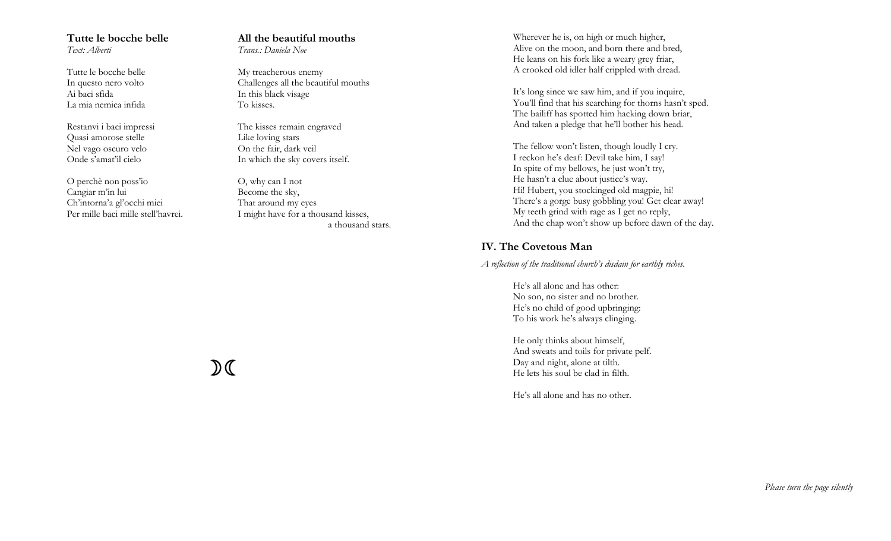**Tutte le bocche belle**
*Text: Alberti*

Tutte le bocche belle
In questo nero volto
Ai baci sfida
La mia nemica infida

Restanvi i baci impressi
Quasi amorose stelle
Nel vago oscuro velo
Onde s'amat'il cielo

O perchè non poss'io
Cangiar m'in lui
Ch'intorna'a gl'occhi miei
Per mille baci mille stell'havrei.

**All the beautiful mouths**
*Trans.: Daniela Noe*

My treacherous enemy
Challenges all the beautiful mouths
In this black visage
To kisses.

The kisses remain engraved
Like loving stars
On the fair, dark veil
In which the sky covers itself.

O, why can I not
Become the sky,
That around my eyes
I might have for a thousand kisses,
a thousand stars.

☽☾

Wherever he is, on high or much higher,
Alive on the moon, and born there and bred,
He leans on his fork like a weary grey friar,
A crooked old idler half crippled with dread.

It's long since we saw him, and if you inquire,
You'll find that his searching for thorns hasn't sped.
The bailiff has spotted him hacking down briar,
And taken a pledge that he'll bother his head.

The fellow won't listen, though loudly I cry.
I reckon he's deaf: Devil take him, I say!
In spite of my bellows, he just won't try,
He hasn't a clue about justice's way.
Hi! Hubert, you stockinged old magpie, hi!
There's a gorge busy gobbling you! Get clear away!
My teeth grind with rage as I get no reply,
And the chap won't show up before dawn of the day.

## IV. The Covetous Man

*A reflection of the traditional church's disdain for earthly riches.*

He's all alone and has other:
No son, no sister and no brother.
He's no child of good upbringing:
To his work he's always clinging.

He only thinks about himself,
And sweats and toils for private pelf.
Day and night, alone at tilth.
He lets his soul be clad in filth.

He's all alone and has no other.

*Please turn the page silently*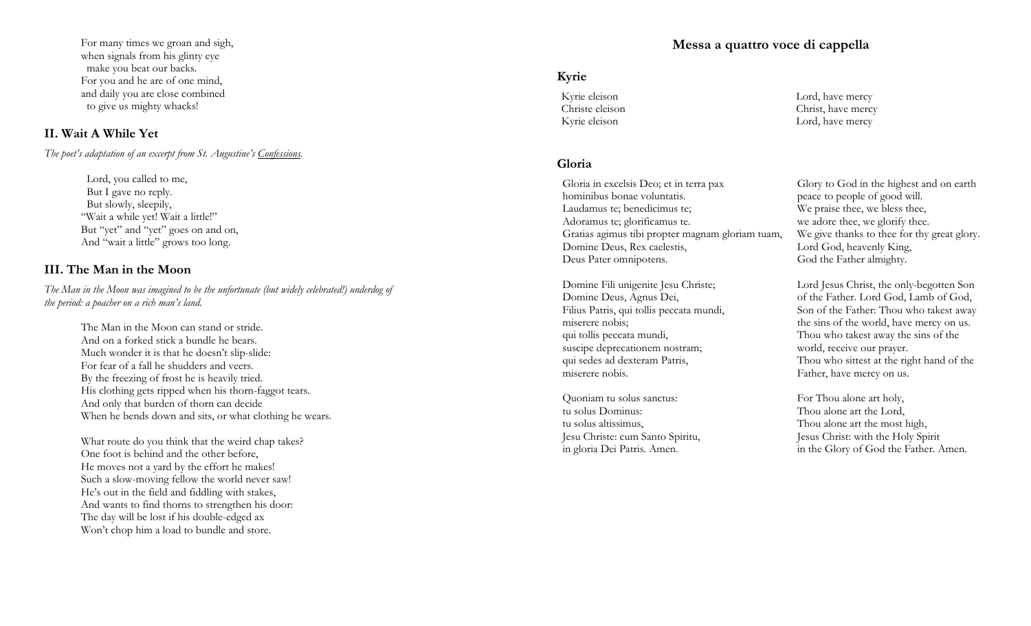For many times we groan and sigh,
when signals from his glinty eye
  make you beat our backs.
For you and he are of one mind,
and daily you are close combined
  to give us mighty whacks!

## II. Wait A While Yet

*The poet's adaptation of an excerpt from St. Augustine's Confessions.*

  Lord, you called to me,
  But I gave no reply.
  But slowly, sleepily,
"Wait a while yet! Wait a little!"
But "yet" and "yet" goes on and on,
And "wait a little" grows too long.

## III. The Man in the Moon

*The Man in the Moon was imagined to be the unfortunate (but widely celebrated!) underdog of the period: a poacher on a rich man's land.*

The Man in the Moon can stand or stride.
And on a forked stick a bundle he bears.
Much wonder it is that he doesn't slip-slide:
For fear of a fall he shudders and veers.
By the freezing of frost he is heavily tried.
His clothing gets ripped when his thorn-faggot tears.
And only that burden of thorn can decide
When he bends down and sits, or what clothing he wears.

What route do you think that the weird chap takes?
One foot is behind and the other before,
He moves not a yard by the effort he makes!
Such a slow-moving fellow the world never saw!
He's out in the field and fiddling with stakes,
And wants to find thorns to strengthen his door:
The day will be lost if his double-edged ax
Won't chop him a load to bundle and store.

# Messa a quattro voce di cappella

## Kyrie

| | |
|---|---|
| Kyrie eleison | Lord, have mercy |
| Christe eleison | Christ, have mercy |
| Kyrie eleison | Lord, have mercy |

## Gloria

| | |
|---|---|
| Gloria in excelsis Deo; et in terra pax<br>hominibus bonae voluntatis.<br>Laudamus te; benedicimus te;<br>Adoramus te; glorificamus te.<br>Gratias agimus tibi propter magnam gloriam tuam,<br>Domine Deus, Rex caelestis,<br>Deus Pater omnipotens. | Glory to God in the highest and on earth<br>peace to people of good will.<br>We praise thee, we bless thee,<br>we adore thee, we glorify thee.<br>We give thanks to thee for thy great glory.<br>Lord God, heavenly King,<br>God the Father almighty. |
| Domine Fili unigenite Jesu Christe;<br>Domine Deus, Agnus Dei,<br>Filius Patris, qui tollis peccata mundi,<br>miserere nobis;<br>qui tollis peccata mundi,<br>suscipe deprecationem nostram;<br>qui sedes ad dexteram Patris,<br>miserere nobis. | Lord Jesus Christ, the only-begotten Son<br>of the Father. Lord God, Lamb of God,<br>Son of the Father: Thou who takest away<br>the sins of the world, have mercy on us.<br>Thou who takest away the sins of the<br>world, receive our prayer.<br>Thou who sittest at the right hand of the<br>Father, have mercy on us. |
| Quoniam tu solus sanctus:<br>tu solus Dominus:<br>tu solus altissimus,<br>Jesu Christe: cum Santo Spiritu,<br>in gloria Dei Patris. Amen. | For Thou alone art holy,<br>Thou alone art the Lord,<br>Thou alone art the most high,<br>Jesus Christ: with the Holy Spirit<br>in the Glory of God the Father. Amen. |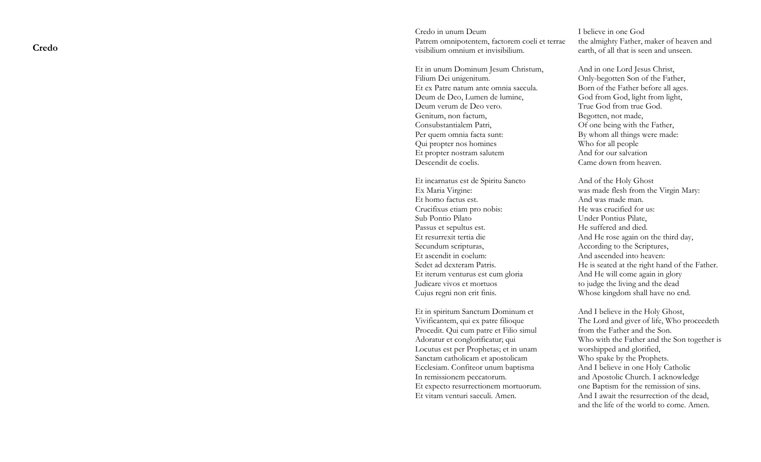## Credo

Credo in unum Deum
Patrem omnipotentem, factorem coeli et terrae
visibilium omnium et invisibilium.

Et in unum Dominum Jesum Christum,
Filium Dei unigenitum.
Et ex Patre natum ante omnia saecula.
Deum de Deo, Lumen de lumine,
Deum verum de Deo vero.
Genitum, non factum,
Consubstantialem Patri,
Per quem omnia facta sunt:
Qui propter nos homines
Et propter nostram salutem
Descendit de coelis.

Et incarnatus est de Spiritu Sancto
Ex Maria Virgine:
Et homo factus est.
Crucifixus etiam pro nobis:
Sub Pontio Pilato
Passus et sepultus est.
Et resurrexit tertia die
Secundum scripturas,
Et ascendit in coelum:
Sedet ad dexteram Patris.
Et iterum venturus est cum gloria
Judicare vivos et mortuos
Cujus regni non erit finis.

Et in spiritum Sanctum Dominum et
Vivificantem, qui ex patre filioque
Procedit. Qui cum patre et Filio simul
Adoratur et conglorificatur; qui
Locutus est per Prophetas; et in unam
Sanctam catholicam et apostolicam
Ecclesiam. Confiteor unum baptisma
In remissionem peccatorum.
Et expecto resurrectionem mortuorum.
Et vitam venturi saeculi. Amen.

I believe in one God
the almighty Father, maker of heaven and
earth, of all that is seen and unseen.

And in one Lord Jesus Christ,
Only-begotten Son of the Father,
Born of the Father before all ages.
God from God, light from light,
True God from true God.
Begotten, not made,
Of one being with the Father,
By whom all things were made:
Who for all people
And for our salvation
Came down from heaven.

And of the Holy Ghost
was made flesh from the Virgin Mary:
And was made man.
He was crucified for us:
Under Pontius Pilate,
He suffered and died.
And He rose again on the third day,
According to the Scriptures,
And ascended into heaven:
He is seated at the right hand of the Father.
And He will come again in glory
to judge the living and the dead
Whose kingdom shall have no end.

And I believe in the Holy Ghost,
The Lord and giver of life, Who proceedeth
from the Father and the Son.
Who with the Father and the Son together is
worshipped and glorified,
Who spake by the Prophets.
And I believe in one Holy Catholic
and Apostolic Church. I acknowledge
one Baptism for the remission of sins.
And I await the resurrection of the dead,
and the life of the world to come. Amen.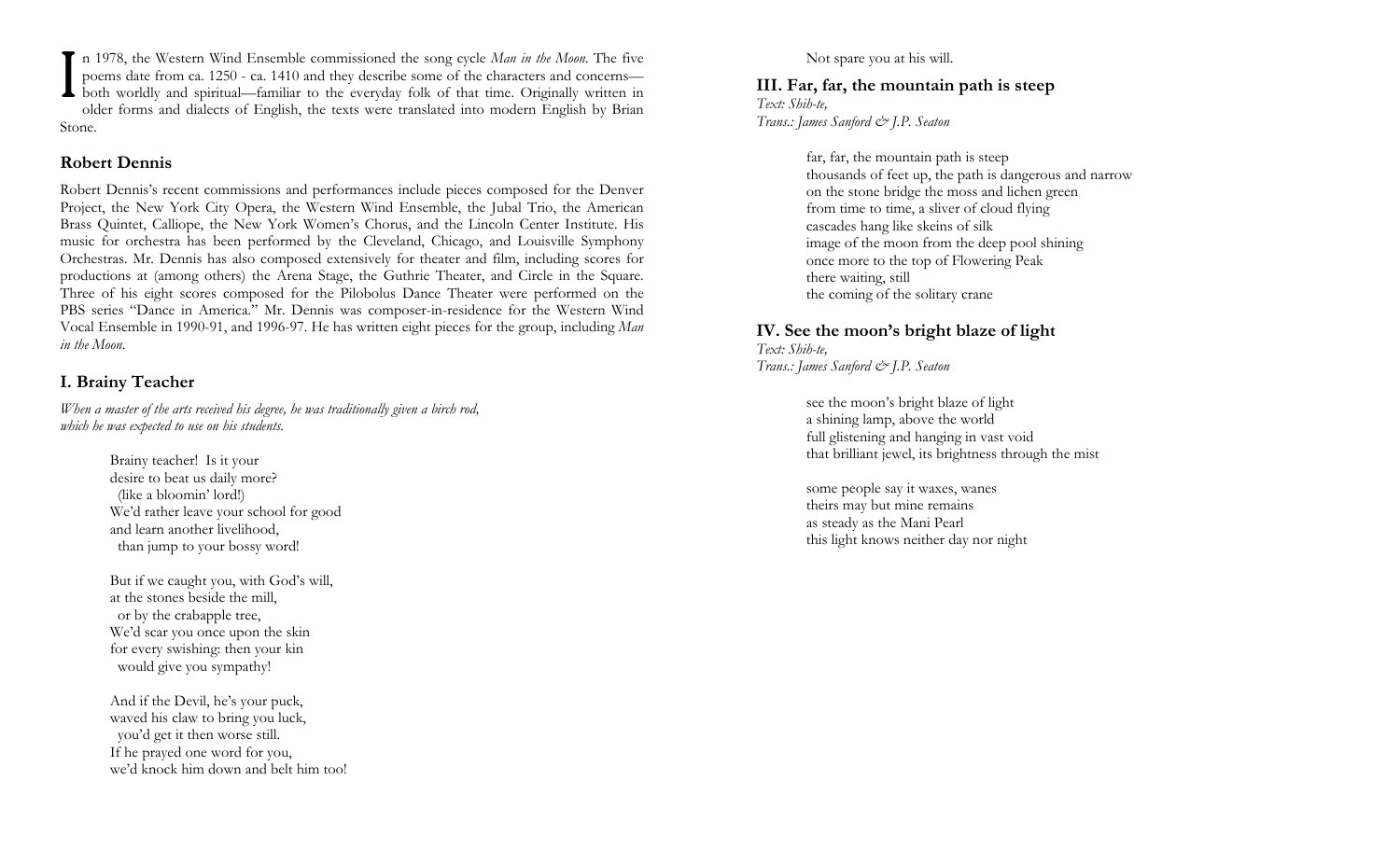In 1978, the Western Wind Ensemble commissioned the song cycle *Man in the Moon*. The five poems date from ca. 1250 - ca. 1410 and they describe some of the characters and concerns—both worldly and spiritual—familiar to the everyday folk of that time. Originally written in older forms and dialects of English, the texts were translated into modern English by Brian Stone.

## Robert Dennis

Robert Dennis's recent commissions and performances include pieces composed for the Denver Project, the New York City Opera, the Western Wind Ensemble, the Jubal Trio, the American Brass Quintet, Calliope, the New York Women's Chorus, and the Lincoln Center Institute. His music for orchestra has been performed by the Cleveland, Chicago, and Louisville Symphony Orchestras. Mr. Dennis has also composed extensively for theater and film, including scores for productions at (among others) the Arena Stage, the Guthrie Theater, and Circle in the Square. Three of his eight scores composed for the Pilobolus Dance Theater were performed on the PBS series "Dance in America." Mr. Dennis was composer-in-residence for the Western Wind Vocal Ensemble in 1990-91, and 1996-97. He has written eight pieces for the group, including *Man in the Moon*.

## I. Brainy Teacher

*When a master of the arts received his degree, he was traditionally given a birch rod, which he was expected to use on his students.*

Brainy teacher! Is it your
desire to beat us daily more?
  (like a bloomin' lord!)
We'd rather leave your school for good
and learn another livelihood,
  than jump to your bossy word!

But if we caught you, with God's will,
at the stones beside the mill,
  or by the crabapple tree,
We'd scar you once upon the skin
for every swishing: then your kin
  would give you sympathy!

And if the Devil, he's your puck,
waved his claw to bring you luck,
  you'd get it then worse still.
If he prayed one word for you,
we'd knock him down and belt him too!
  Not spare you at his will.

## III. Far, far, the mountain path is steep

*Text: Shih-te,*
*Trans.: James Sanford & J.P. Seaton*

far, far, the mountain path is steep
thousands of feet up, the path is dangerous and narrow
on the stone bridge the moss and lichen green
from time to time, a sliver of cloud flying
cascades hang like skeins of silk
image of the moon from the deep pool shining
once more to the top of Flowering Peak
there waiting, still
the coming of the solitary crane

## IV. See the moon's bright blaze of light

*Text: Shih-te,*
*Trans.: James Sanford & J.P. Seaton*

see the moon's bright blaze of light
a shining lamp, above the world
full glistening and hanging in vast void
that brilliant jewel, its brightness through the mist

some people say it waxes, wanes
theirs may but mine remains
as steady as the Mani Pearl
this light knows neither day nor night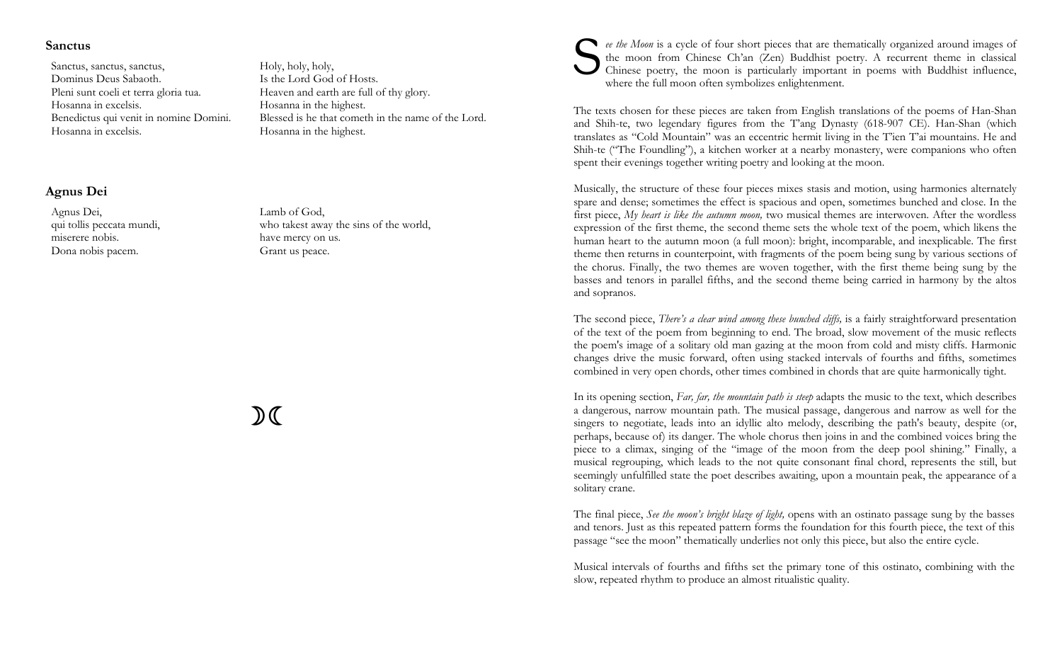**Sanctus**

| | |
|---|---|
| Sanctus, sanctus, sanctus, | Holy, holy, holy, |
| Dominus Deus Sabaoth. | Is the Lord God of Hosts. |
| Pleni sunt coeli et terra gloria tua. | Heaven and earth are full of thy glory. |
| Hosanna in excelsis. | Hosanna in the highest. |
| Benedictus qui venit in nomine Domini. | Blessed is he that cometh in the name of the Lord. |
| Hosanna in excelsis. | Hosanna in the highest. |

**Agnus Dei**

| | |
|---|---|
| Agnus Dei, | Lamb of God, |
| qui tollis peccata mundi, | who takest away the sins of the world, |
| miserere nobis. | have mercy on us. |
| Dona nobis pacem. | Grant us peace. |

☽☾

*See the Moon* is a cycle of four short pieces that are thematically organized around images of the moon from Chinese Ch'an (Zen) Buddhist poetry. A recurrent theme in classical Chinese poetry, the moon is particularly important in poems with Buddhist influence, where the full moon often symbolizes enlightenment.

The texts chosen for these pieces are taken from English translations of the poems of Han-Shan and Shih-te, two legendary figures from the T'ang Dynasty (618-907 CE). Han-Shan (which translates as "Cold Mountain" was an eccentric hermit living in the T'ien T'ai mountains. He and Shih-te ("The Foundling"), a kitchen worker at a nearby monastery, were companions who often spent their evenings together writing poetry and looking at the moon.

Musically, the structure of these four pieces mixes stasis and motion, using harmonies alternately spare and dense; sometimes the effect is spacious and open, sometimes bunched and close. In the first piece, *My heart is like the autumn moon,* two musical themes are interwoven. After the wordless expression of the first theme, the second theme sets the whole text of the poem, which likens the human heart to the autumn moon (a full moon): bright, incomparable, and inexplicable. The first theme then returns in counterpoint, with fragments of the poem being sung by various sections of the chorus. Finally, the two themes are woven together, with the first theme being sung by the basses and tenors in parallel fifths, and the second theme being carried in harmony by the altos and sopranos.

The second piece, *There's a clear wind among these bunched cliffs,* is a fairly straightforward presentation of the text of the poem from beginning to end. The broad, slow movement of the music reflects the poem's image of a solitary old man gazing at the moon from cold and misty cliffs. Harmonic changes drive the music forward, often using stacked intervals of fourths and fifths, sometimes combined in very open chords, other times combined in chords that are quite harmonically tight.

In its opening section, *Far, far, the mountain path is steep* adapts the music to the text, which describes a dangerous, narrow mountain path. The musical passage, dangerous and narrow as well for the singers to negotiate, leads into an idyllic alto melody, describing the path's beauty, despite (or, perhaps, because of) its danger. The whole chorus then joins in and the combined voices bring the piece to a climax, singing of the "image of the moon from the deep pool shining." Finally, a musical regrouping, which leads to the not quite consonant final chord, represents the still, but seemingly unfulfilled state the poet describes awaiting, upon a mountain peak, the appearance of a solitary crane.

The final piece, *See the moon's bright blaze of light,* opens with an ostinato passage sung by the basses and tenors. Just as this repeated pattern forms the foundation for this fourth piece, the text of this passage "see the moon" thematically underlies not only this piece, but also the entire cycle.

Musical intervals of fourths and fifths set the primary tone of this ostinato, combining with the slow, repeated rhythm to produce an almost ritualistic quality.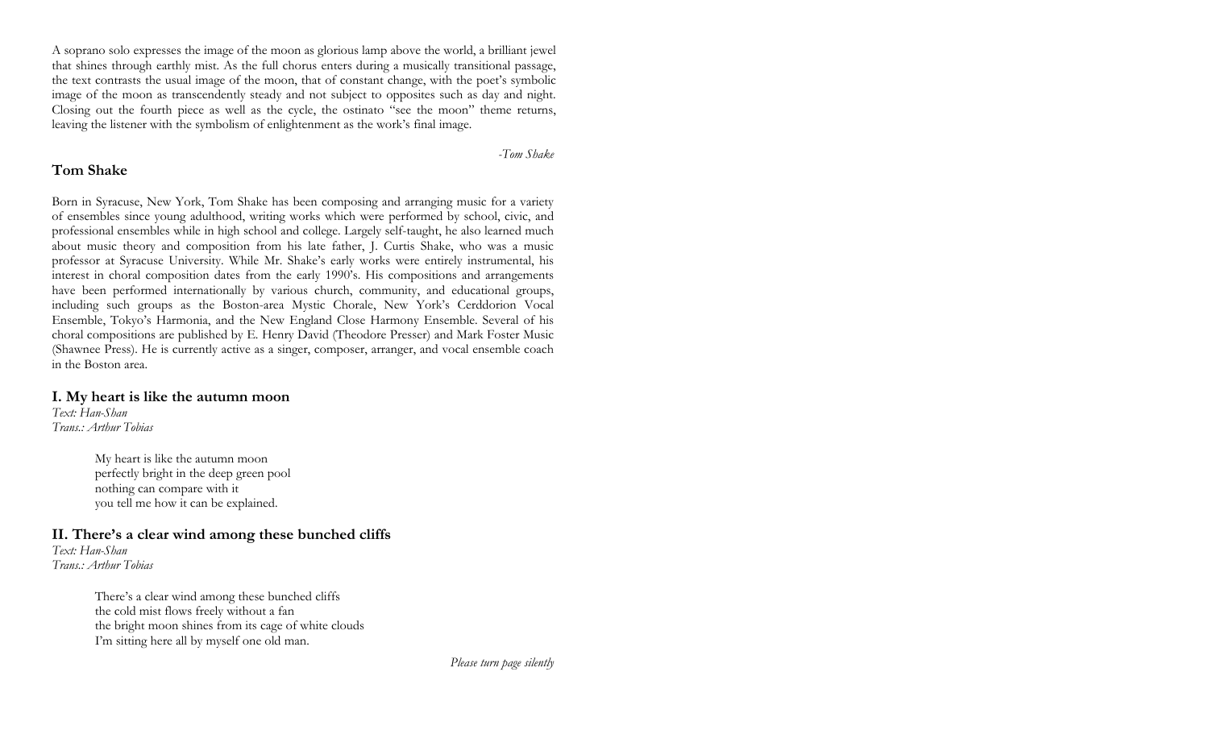A soprano solo expresses the image of the moon as glorious lamp above the world, a brilliant jewel that shines through earthly mist. As the full chorus enters during a musically transitional passage, the text contrasts the usual image of the moon, that of constant change, with the poet's symbolic image of the moon as transcendently steady and not subject to opposites such as day and night. Closing out the fourth piece as well as the cycle, the ostinato "see the moon" theme returns, leaving the listener with the symbolism of enlightenment as the work's final image.

*-Tom Shake*

## Tom Shake

Born in Syracuse, New York, Tom Shake has been composing and arranging music for a variety of ensembles since young adulthood, writing works which were performed by school, civic, and professional ensembles while in high school and college. Largely self-taught, he also learned much about music theory and composition from his late father, J. Curtis Shake, who was a music professor at Syracuse University. While Mr. Shake's early works were entirely instrumental, his interest in choral composition dates from the early 1990's. His compositions and arrangements have been performed internationally by various church, community, and educational groups, including such groups as the Boston-area Mystic Chorale, New York's Cerddorion Vocal Ensemble, Tokyo's Harmonia, and the New England Close Harmony Ensemble. Several of his choral compositions are published by E. Henry David (Theodore Presser) and Mark Foster Music (Shawnee Press). He is currently active as a singer, composer, arranger, and vocal ensemble coach in the Boston area.

### I. My heart is like the autumn moon

*Text: Han-Shan*
*Trans.: Arthur Tobias*

My heart is like the autumn moon
perfectly bright in the deep green pool
nothing can compare with it
you tell me how it can be explained.

### II. There's a clear wind among these bunched cliffs

*Text: Han-Shan*
*Trans.: Arthur Tobias*

There's a clear wind among these bunched cliffs
the cold mist flows freely without a fan
the bright moon shines from its cage of white clouds
I'm sitting here all by myself one old man.

*Please turn page silently*